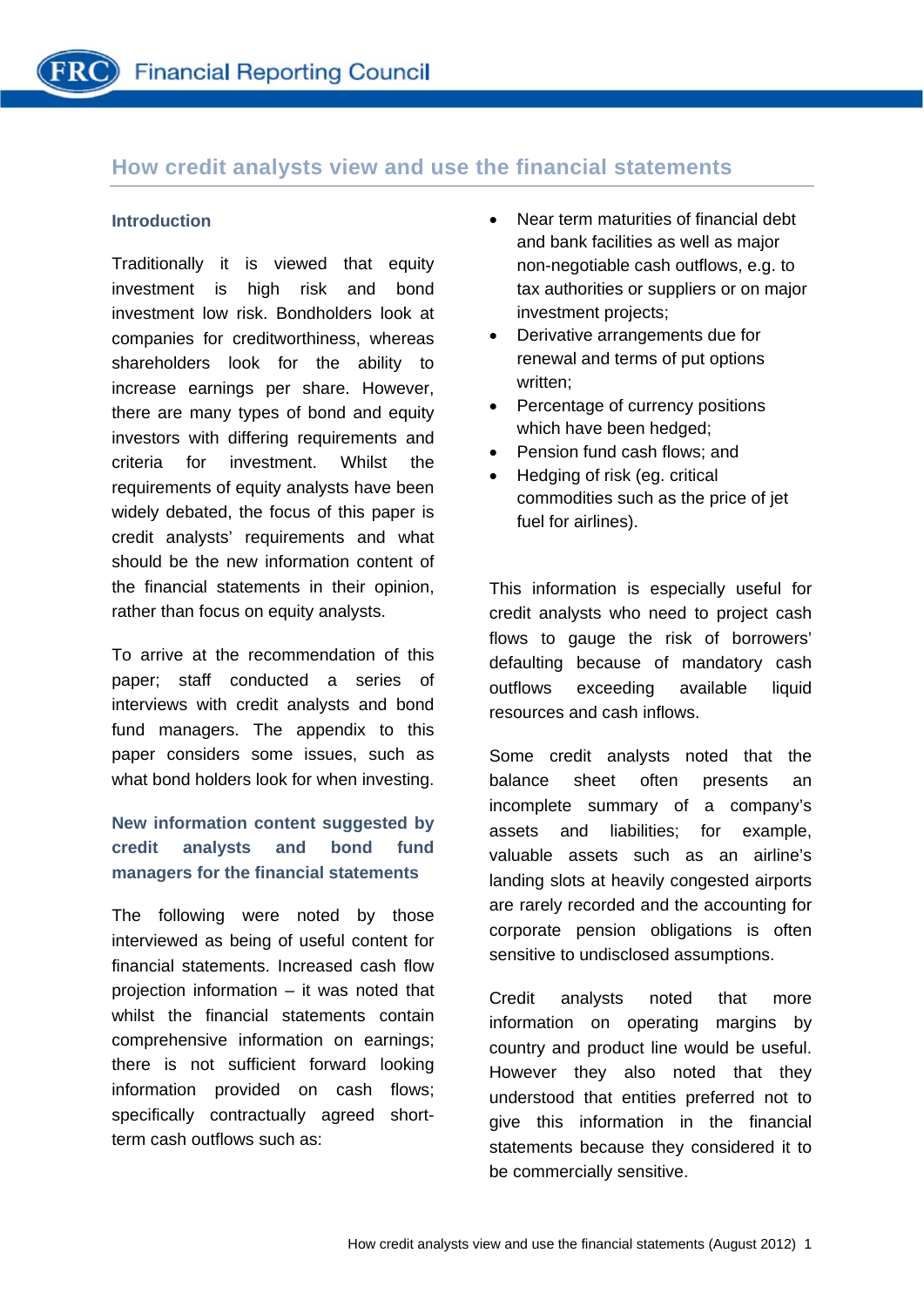# How credit analysts view and use the financial statements

## Introduction

Traditionally it is viewed that equity investment is high risk and bond investment low risk. Bondholders look at companies for creditworthiness, whereas shareholders look for the ability to increase earnings per share. However, there are many types of bond and equity investors with differing requirements and criteria for investment. Whilst the requirements of equity analysts have been widely debated, the focus of this paper is credit analysts' requirements and what should be the new information content of the financial statements in their opinion, rather than focus on equity analysts.

To arrive at the recommendation of this paper; staff conducted a series of interviews with credit analysts and bond fund managers. The appendix to this paper considers some issues, such as what bond holders look for when investing.

## New information content suggested by credit analysts and bond fund managers for the financial statements

The following were noted by those interviewed as being of useful content for financial statements. Increased cash flow projection information – it was noted that whilst the financial statements contain comprehensive information on earnings; there is not sufficient forward looking information provided on cash flows; specifically contractually agreed short-term cash outflows such as:

- Near term maturities of financial debt and bank facilities as well as major non-negotiable cash outflows, e.g. to tax authorities or suppliers or on major investment projects;
- Derivative arrangements due for renewal and terms of put options written;
- Percentage of currency positions which have been hedged;
- Pension fund cash flows; and
- Hedging of risk (eg. critical commodities such as the price of jet fuel for airlines).

This information is especially useful for credit analysts who need to project cash flows to gauge the risk of borrowers' defaulting because of mandatory cash outflows exceeding available liquid resources and cash inflows.

Some credit analysts noted that the balance sheet often presents an incomplete summary of a company's assets and liabilities; for example, valuable assets such as an airline's landing slots at heavily congested airports are rarely recorded and the accounting for corporate pension obligations is often sensitive to undisclosed assumptions.

Credit analysts noted that more information on operating margins by country and product line would be useful. However they also noted that they understood that entities preferred not to give this information in the financial statements because they considered it to be commercially sensitive.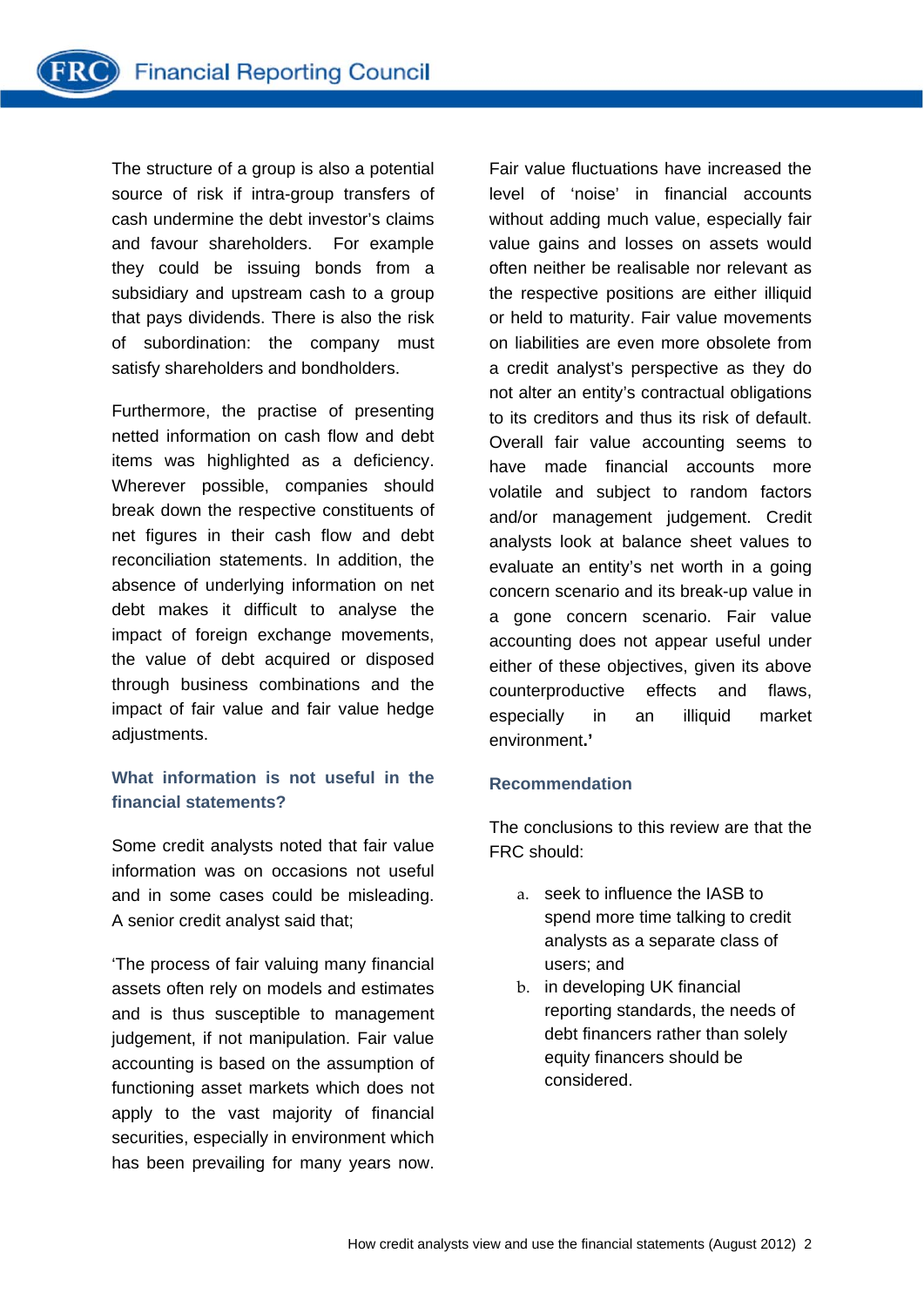The structure of a group is also a potential source of risk if intra-group transfers of cash undermine the debt investor's claims and favour shareholders. For example they could be issuing bonds from a subsidiary and upstream cash to a group that pays dividends. There is also the risk of subordination: the company must satisfy shareholders and bondholders.

Furthermore, the practise of presenting netted information on cash flow and debt items was highlighted as a deficiency. Wherever possible, companies should break down the respective constituents of net figures in their cash flow and debt reconciliation statements. In addition, the absence of underlying information on net debt makes it difficult to analyse the impact of foreign exchange movements, the value of debt acquired or disposed through business combinations and the impact of fair value and fair value hedge adjustments.

### What information is not useful in the financial statements?

Some credit analysts noted that fair value information was on occasions not useful and in some cases could be misleading. A senior credit analyst said that;

'The process of fair valuing many financial assets often rely on models and estimates and is thus susceptible to management judgement, if not manipulation. Fair value accounting is based on the assumption of functioning asset markets which does not apply to the vast majority of financial securities, especially in environment which has been prevailing for many years now. Fair value fluctuations have increased the level of 'noise' in financial accounts without adding much value, especially fair value gains and losses on assets would often neither be realisable nor relevant as the respective positions are either illiquid or held to maturity. Fair value movements on liabilities are even more obsolete from a credit analyst's perspective as they do not alter an entity's contractual obligations to its creditors and thus its risk of default. Overall fair value accounting seems to have made financial accounts more volatile and subject to random factors and/or management judgement. Credit analysts look at balance sheet values to evaluate an entity's net worth in a going concern scenario and its break-up value in a gone concern scenario. Fair value accounting does not appear useful under either of these objectives, given its above counterproductive effects and flaws, especially in an illiquid market environment.'

### Recommendation

The conclusions to this review are that the FRC should:

a. seek to influence the IASB to spend more time talking to credit analysts as a separate class of users; and
b. in developing UK financial reporting standards, the needs of debt financers rather than solely equity financers should be considered.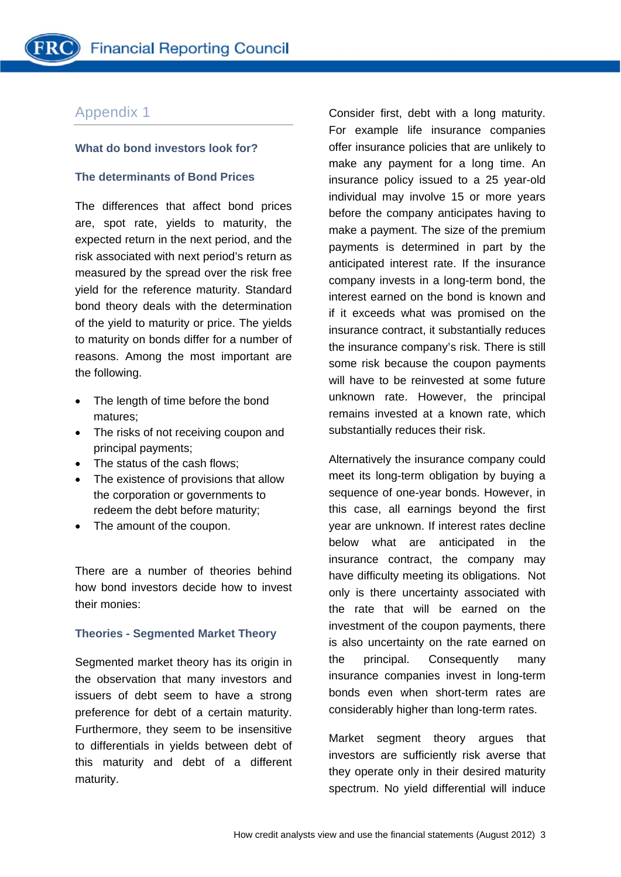## Appendix 1

### What do bond investors look for?

### The determinants of Bond Prices

The differences that affect bond prices are, spot rate, yields to maturity, the expected return in the next period, and the risk associated with next period's return as measured by the spread over the risk free yield for the reference maturity. Standard bond theory deals with the determination of the yield to maturity or price. The yields to maturity on bonds differ for a number of reasons. Among the most important are the following.

- The length of time before the bond matures;
- The risks of not receiving coupon and principal payments;
- The status of the cash flows;
- The existence of provisions that allow the corporation or governments to redeem the debt before maturity;
- The amount of the coupon.

There are a number of theories behind how bond investors decide how to invest their monies:

### Theories - Segmented Market Theory

Segmented market theory has its origin in the observation that many investors and issuers of debt seem to have a strong preference for debt of a certain maturity. Furthermore, they seem to be insensitive to differentials in yields between debt of this maturity and debt of a different maturity.

Consider first, debt with a long maturity. For example life insurance companies offer insurance policies that are unlikely to make any payment for a long time. An insurance policy issued to a 25 year-old individual may involve 15 or more years before the company anticipates having to make a payment. The size of the premium payments is determined in part by the anticipated interest rate. If the insurance company invests in a long-term bond, the interest earned on the bond is known and if it exceeds what was promised on the insurance contract, it substantially reduces the insurance company's risk. There is still some risk because the coupon payments will have to be reinvested at some future unknown rate. However, the principal remains invested at a known rate, which substantially reduces their risk.

Alternatively the insurance company could meet its long-term obligation by buying a sequence of one-year bonds. However, in this case, all earnings beyond the first year are unknown. If interest rates decline below what are anticipated in the insurance contract, the company may have difficulty meeting its obligations. Not only is there uncertainty associated with the rate that will be earned on the investment of the coupon payments, there is also uncertainty on the rate earned on the principal. Consequently many insurance companies invest in long-term bonds even when short-term rates are considerably higher than long-term rates.

Market segment theory argues that investors are sufficiently risk averse that they operate only in their desired maturity spectrum. No yield differential will induce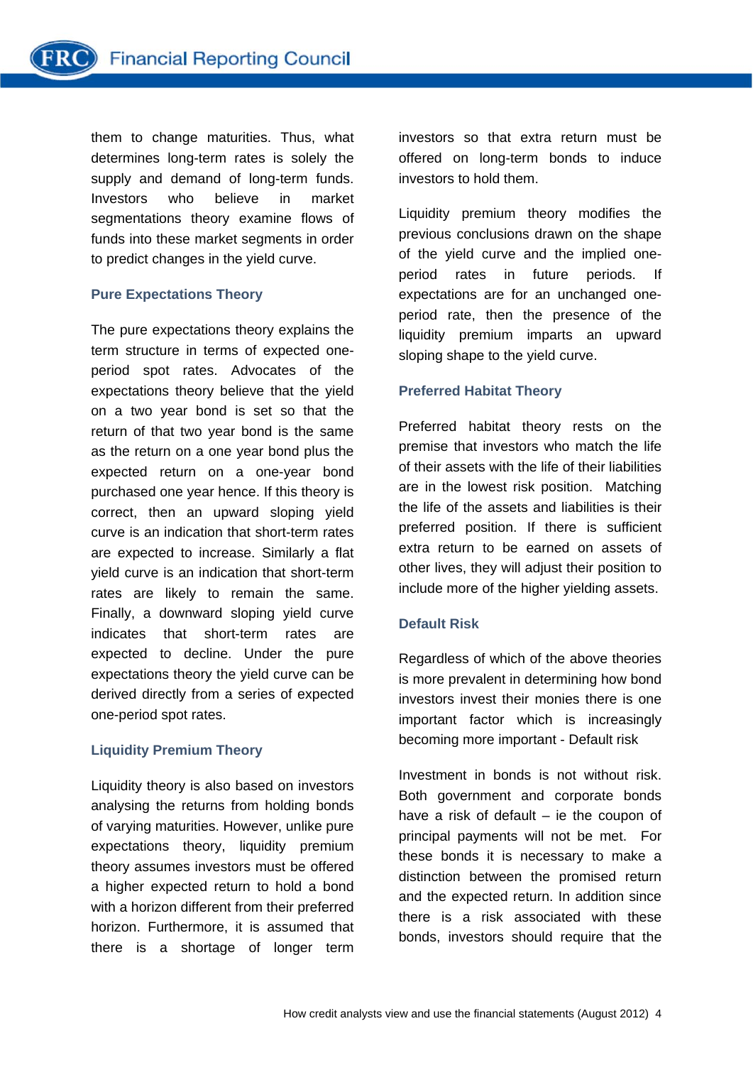them to change maturities. Thus, what determines long-term rates is solely the supply and demand of long-term funds. Investors who believe in market segmentations theory examine flows of funds into these market segments in order to predict changes in the yield curve.

### Pure Expectations Theory

The pure expectations theory explains the term structure in terms of expected one-period spot rates. Advocates of the expectations theory believe that the yield on a two year bond is set so that the return of that two year bond is the same as the return on a one year bond plus the expected return on a one-year bond purchased one year hence. If this theory is correct, then an upward sloping yield curve is an indication that short-term rates are expected to increase. Similarly a flat yield curve is an indication that short-term rates are likely to remain the same. Finally, a downward sloping yield curve indicates that short-term rates are expected to decline. Under the pure expectations theory the yield curve can be derived directly from a series of expected one-period spot rates.

### Liquidity Premium Theory

Liquidity theory is also based on investors analysing the returns from holding bonds of varying maturities. However, unlike pure expectations theory, liquidity premium theory assumes investors must be offered a higher expected return to hold a bond with a horizon different from their preferred horizon. Furthermore, it is assumed that there is a shortage of longer term investors so that extra return must be offered on long-term bonds to induce investors to hold them.

Liquidity premium theory modifies the previous conclusions drawn on the shape of the yield curve and the implied one-period rates in future periods. If expectations are for an unchanged one-period rate, then the presence of the liquidity premium imparts an upward sloping shape to the yield curve.

### Preferred Habitat Theory

Preferred habitat theory rests on the premise that investors who match the life of their assets with the life of their liabilities are in the lowest risk position. Matching the life of the assets and liabilities is their preferred position. If there is sufficient extra return to be earned on assets of other lives, they will adjust their position to include more of the higher yielding assets.

### Default Risk

Regardless of which of the above theories is more prevalent in determining how bond investors invest their monies there is one important factor which is increasingly becoming more important - Default risk

Investment in bonds is not without risk. Both government and corporate bonds have a risk of default – ie the coupon of principal payments will not be met. For these bonds it is necessary to make a distinction between the promised return and the expected return. In addition since there is a risk associated with these bonds, investors should require that the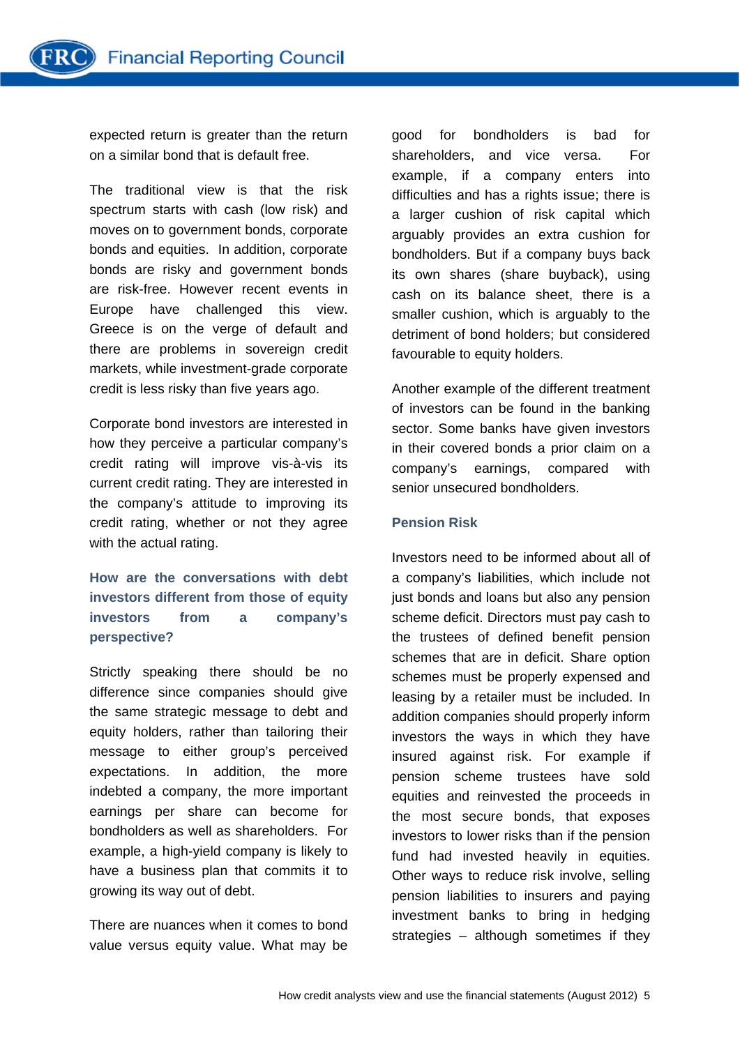expected return is greater than the return on a similar bond that is default free.

The traditional view is that the risk spectrum starts with cash (low risk) and moves on to government bonds, corporate bonds and equities. In addition, corporate bonds are risky and government bonds are risk-free. However recent events in Europe have challenged this view. Greece is on the verge of default and there are problems in sovereign credit markets, while investment-grade corporate credit is less risky than five years ago.

Corporate bond investors are interested in how they perceive a particular company's credit rating will improve vis-à-vis its current credit rating. They are interested in the company's attitude to improving its credit rating, whether or not they agree with the actual rating.

### How are the conversations with debt investors different from those of equity investors from a company's perspective?

Strictly speaking there should be no difference since companies should give the same strategic message to debt and equity holders, rather than tailoring their message to either group's perceived expectations. In addition, the more indebted a company, the more important earnings per share can become for bondholders as well as shareholders. For example, a high-yield company is likely to have a business plan that commits it to growing its way out of debt.

There are nuances when it comes to bond value versus equity value. What may be good for bondholders is bad for shareholders, and vice versa. For example, if a company enters into difficulties and has a rights issue; there is a larger cushion of risk capital which arguably provides an extra cushion for bondholders. But if a company buys back its own shares (share buyback), using cash on its balance sheet, there is a smaller cushion, which is arguably to the detriment of bond holders; but considered favourable to equity holders.

Another example of the different treatment of investors can be found in the banking sector. Some banks have given investors in their covered bonds a prior claim on a company's earnings, compared with senior unsecured bondholders.

### Pension Risk

Investors need to be informed about all of a company's liabilities, which include not just bonds and loans but also any pension scheme deficit. Directors must pay cash to the trustees of defined benefit pension schemes that are in deficit. Share option schemes must be properly expensed and leasing by a retailer must be included. In addition companies should properly inform investors the ways in which they have insured against risk. For example if pension scheme trustees have sold equities and reinvested the proceeds in the most secure bonds, that exposes investors to lower risks than if the pension fund had invested heavily in equities. Other ways to reduce risk involve, selling pension liabilities to insurers and paying investment banks to bring in hedging strategies – although sometimes if they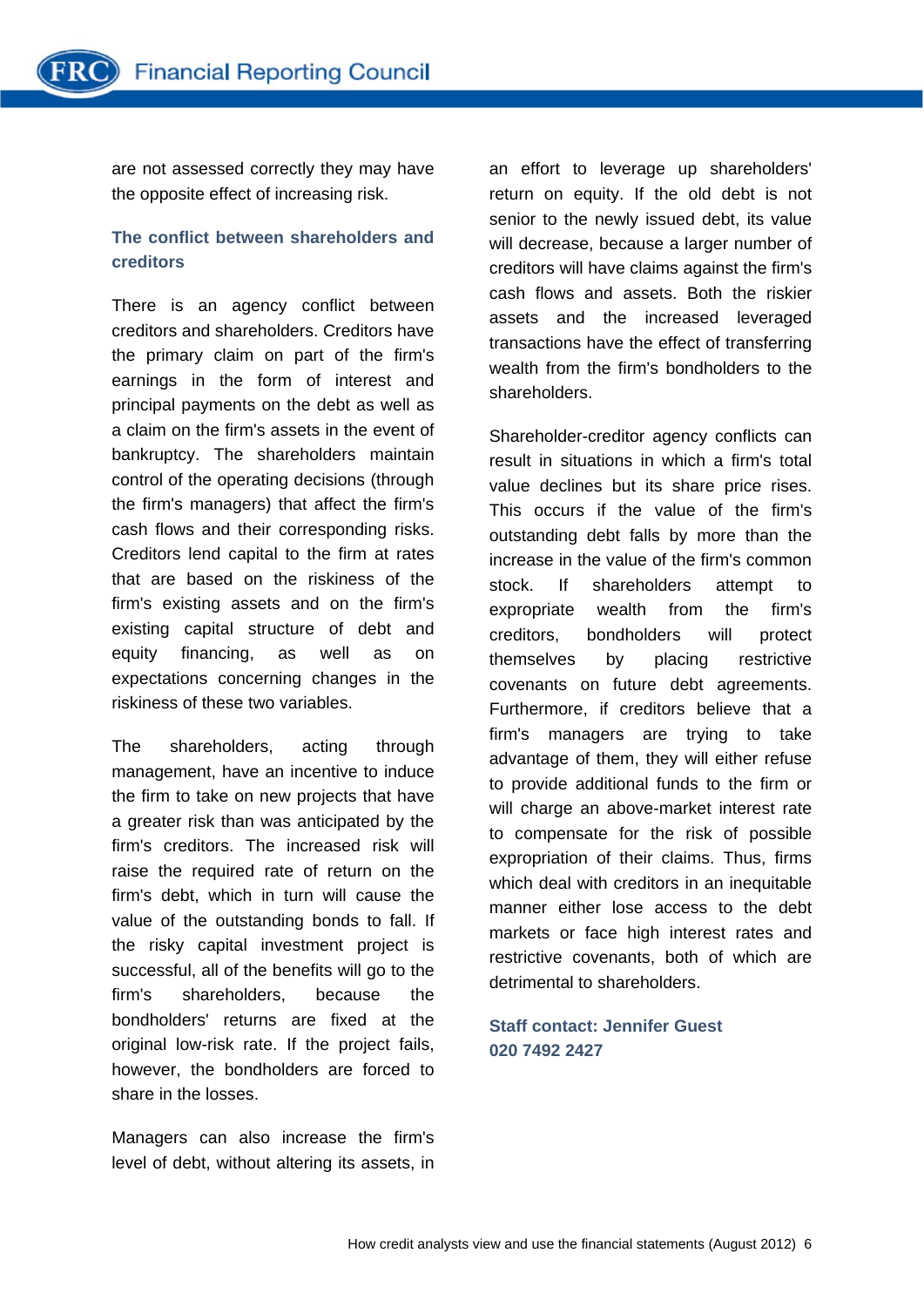are not assessed correctly they may have the opposite effect of increasing risk.

### The conflict between shareholders and creditors

There is an agency conflict between creditors and shareholders. Creditors have the primary claim on part of the firm's earnings in the form of interest and principal payments on the debt as well as a claim on the firm's assets in the event of bankruptcy. The shareholders maintain control of the operating decisions (through the firm's managers) that affect the firm's cash flows and their corresponding risks. Creditors lend capital to the firm at rates that are based on the riskiness of the firm's existing assets and on the firm's existing capital structure of debt and equity financing, as well as on expectations concerning changes in the riskiness of these two variables.

The shareholders, acting through management, have an incentive to induce the firm to take on new projects that have a greater risk than was anticipated by the firm's creditors. The increased risk will raise the required rate of return on the firm's debt, which in turn will cause the value of the outstanding bonds to fall. If the risky capital investment project is successful, all of the benefits will go to the firm's shareholders, because the bondholders' returns are fixed at the original low-risk rate. If the project fails, however, the bondholders are forced to share in the losses.

Managers can also increase the firm's level of debt, without altering its assets, in an effort to leverage up shareholders' return on equity. If the old debt is not senior to the newly issued debt, its value will decrease, because a larger number of creditors will have claims against the firm's cash flows and assets. Both the riskier assets and the increased leveraged transactions have the effect of transferring wealth from the firm's bondholders to the shareholders.

Shareholder-creditor agency conflicts can result in situations in which a firm's total value declines but its share price rises. This occurs if the value of the firm's outstanding debt falls by more than the increase in the value of the firm's common stock. If shareholders attempt to expropriate wealth from the firm's creditors, bondholders will protect themselves by placing restrictive covenants on future debt agreements. Furthermore, if creditors believe that a firm's managers are trying to take advantage of them, they will either refuse to provide additional funds to the firm or will charge an above-market interest rate to compensate for the risk of possible expropriation of their claims. Thus, firms which deal with creditors in an inequitable manner either lose access to the debt markets or face high interest rates and restrictive covenants, both of which are detrimental to shareholders.

**Staff contact: Jennifer Guest**
**020 7492 2427**